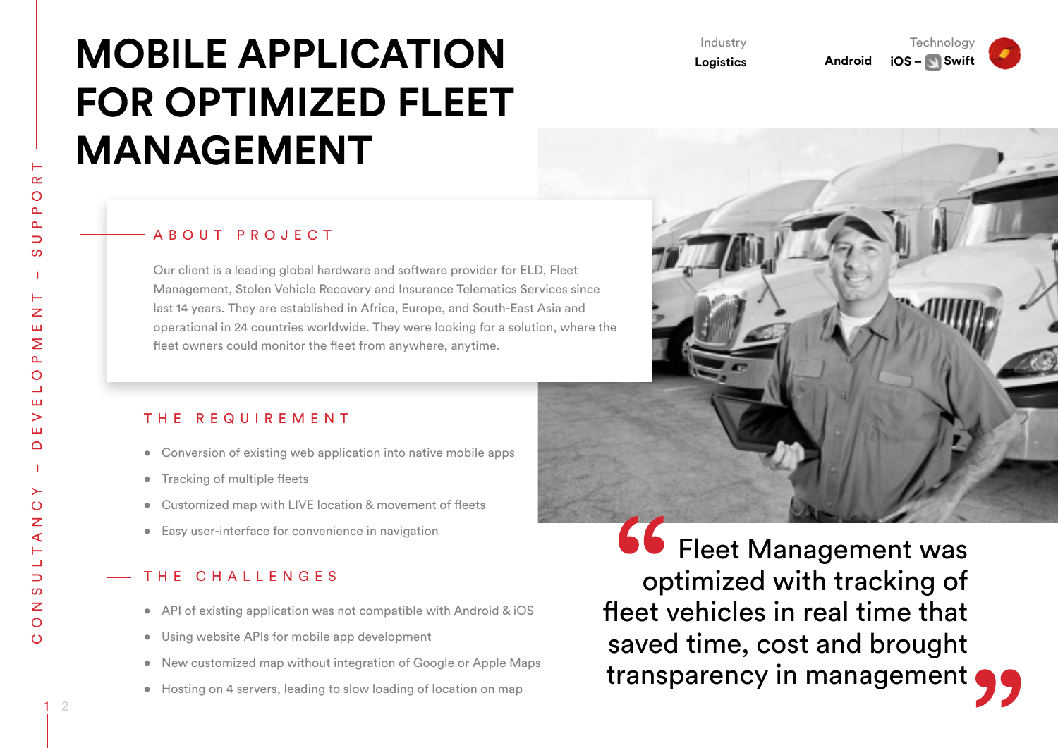# MOBILE APPLICATION FOR OPTIMIZED FLEET MANAGEMENT

Industry
**Logistics**

Technology
**Android** | **iOS – Swift**

CONSULTANCY – DEVELOPMENT – SUPPORT

## ABOUT PROJECT

Our client is a leading global hardware and software provider for ELD, Fleet Management, Stolen Vehicle Recovery and Insurance Telematics Services since last 14 years. They are established in Africa, Europe, and South-East Asia and operational in 24 countries worldwide. They were looking for a solution, where the fleet owners could monitor the fleet from anywhere, anytime.

## THE REQUIREMENT

- Conversion of existing web application into native mobile apps
- Tracking of multiple fleets
- Customized map with LIVE location & movement of fleets
- Easy user-interface for convenience in navigation

## THE CHALLENGES

- API of existing application was not compatible with Android & iOS
- Using website APIs for mobile app development
- New customized map without integration of Google or Apple Maps
- Hosting on 4 servers, leading to slow loading of location on map

> “Fleet Management was optimized with tracking of fleet vehicles in real time that saved time, cost and brought transparency in management”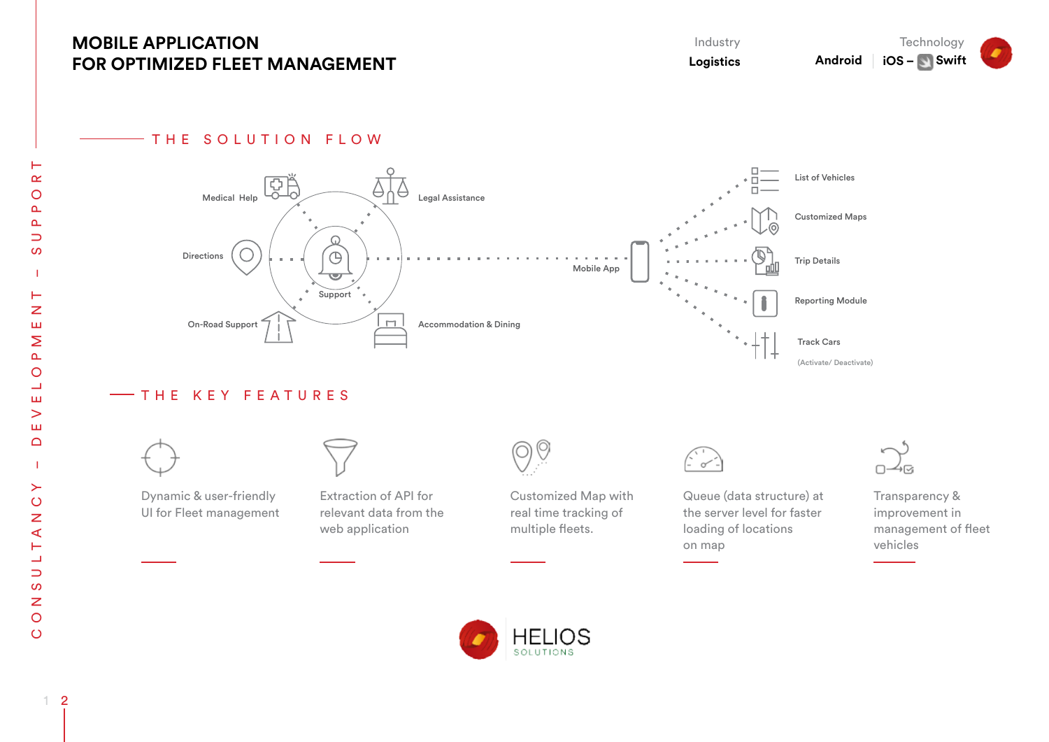# MOBILE APPLICATION FOR OPTIMIZED FLEET MANAGEMENT

Industry
**Logistics**

Technology
**Android** | **iOS – Swift**

## THE SOLUTION FLOW

Medical Help

Legal Assistance

Directions

Support

On-Road Support

Accommodation & Dining

Mobile App

List of Vehicles

Customized Maps

Trip Details

Reporting Module

Track Cars
(Activate/ Deactivate)

## THE KEY FEATURES

Dynamic & user-friendly UI for Fleet management

Extraction of API for relevant data from the web application

Customized Map with real time tracking of multiple fleets.

Queue (data structure) at the server level for faster loading of locations on map

Transparency & improvement in management of fleet vehicles

HELIOS SOLUTIONS

CONSULTANCY – DEVELOPMENT – SUPPORT